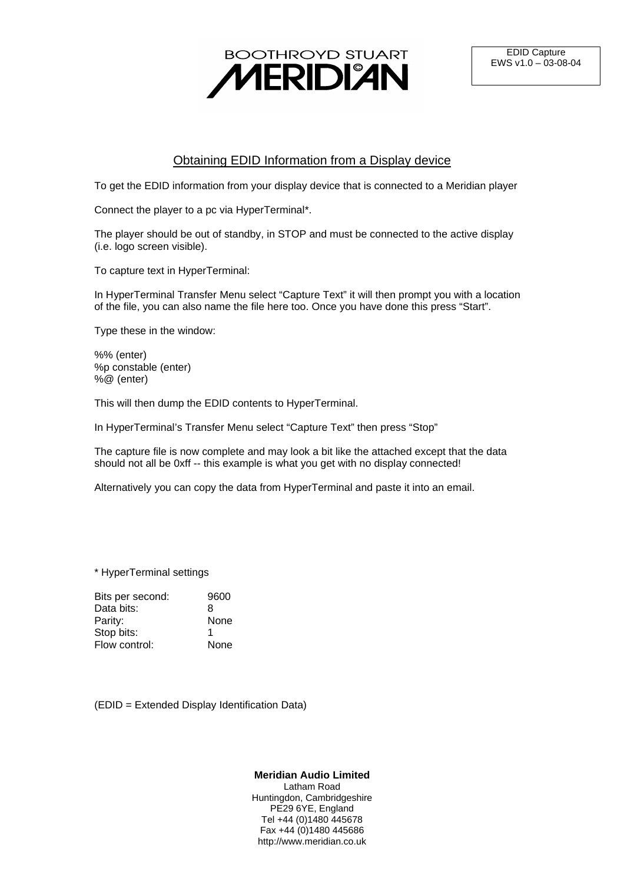BOOTHROYD STUART MERIDIAN

EDID Capture
EWS v1.0 – 03-08-04

## Obtaining EDID Information from a Display device

To get the EDID information from your display device that is connected to a Meridian player

Connect the player to a pc via HyperTerminal*.

The player should be out of standby, in STOP and must be connected to the active display (i.e. logo screen visible).

To capture text in HyperTerminal:

In HyperTerminal Transfer Menu select “Capture Text” it will then prompt you with a location of the file, you can also name the file here too. Once you have done this press “Start”.

Type these in the window:

%% (enter)
%p constable (enter)
%@ (enter)

This will then dump the EDID contents to HyperTerminal.

In HyperTerminal’s Transfer Menu select “Capture Text” then press “Stop”

The capture file is now complete and may look a bit like the attached except that the data should not all be 0xff -- this example is what you get with no display connected!

Alternatively you can copy the data from HyperTerminal and paste it into an email.

* HyperTerminal settings

| | |
|---|---|
| Bits per second: | 9600 |
| Data bits: | 8 |
| Parity: | None |
| Stop bits: | 1 |
| Flow control: | None |

(EDID = Extended Display Identification Data)

**Meridian Audio Limited**
Latham Road
Huntingdon, Cambridgeshire
PE29 6YE, England
Tel +44 (0)1480 445678
Fax +44 (0)1480 445686
http://www.meridian.co.uk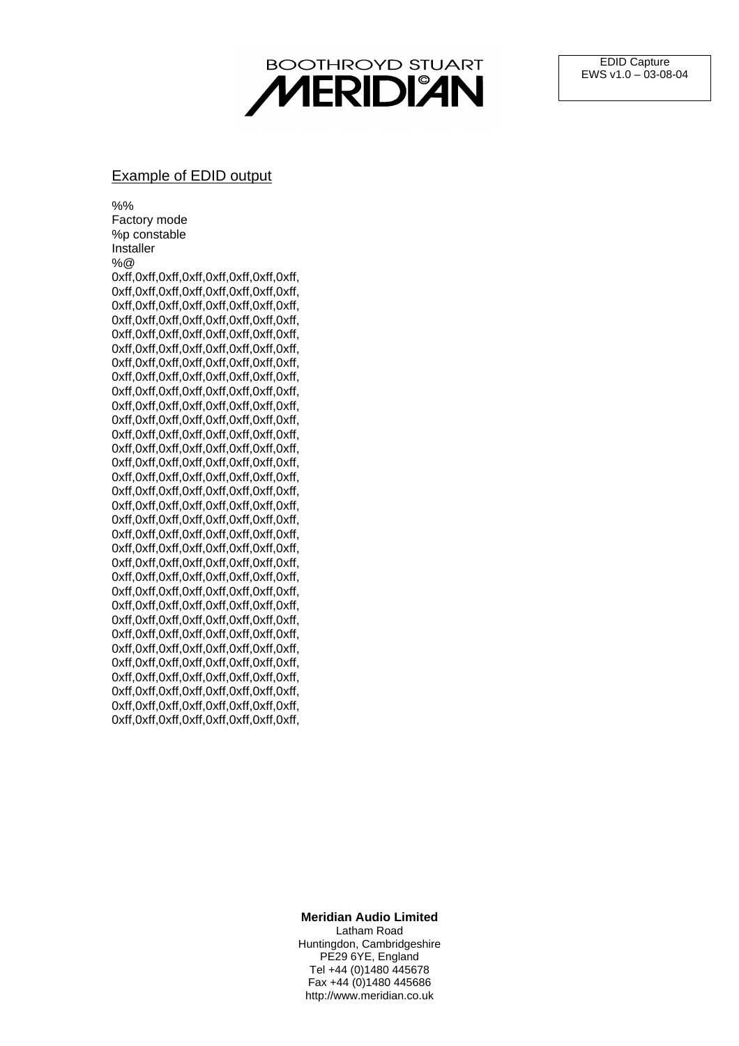## Example of EDID output

```
%%
Factory mode
%p constable
Installer
%@
0xff,0xff,0xff,0xff,0xff,0xff,0xff,0xff,
0xff,0xff,0xff,0xff,0xff,0xff,0xff,0xff,
0xff,0xff,0xff,0xff,0xff,0xff,0xff,0xff,
0xff,0xff,0xff,0xff,0xff,0xff,0xff,0xff,
0xff,0xff,0xff,0xff,0xff,0xff,0xff,0xff,
0xff,0xff,0xff,0xff,0xff,0xff,0xff,0xff,
0xff,0xff,0xff,0xff,0xff,0xff,0xff,0xff,
0xff,0xff,0xff,0xff,0xff,0xff,0xff,0xff,
0xff,0xff,0xff,0xff,0xff,0xff,0xff,0xff,
0xff,0xff,0xff,0xff,0xff,0xff,0xff,0xff,
0xff,0xff,0xff,0xff,0xff,0xff,0xff,0xff,
0xff,0xff,0xff,0xff,0xff,0xff,0xff,0xff,
0xff,0xff,0xff,0xff,0xff,0xff,0xff,0xff,
0xff,0xff,0xff,0xff,0xff,0xff,0xff,0xff,
0xff,0xff,0xff,0xff,0xff,0xff,0xff,0xff,
0xff,0xff,0xff,0xff,0xff,0xff,0xff,0xff,
0xff,0xff,0xff,0xff,0xff,0xff,0xff,0xff,
0xff,0xff,0xff,0xff,0xff,0xff,0xff,0xff,
0xff,0xff,0xff,0xff,0xff,0xff,0xff,0xff,
0xff,0xff,0xff,0xff,0xff,0xff,0xff,0xff,
0xff,0xff,0xff,0xff,0xff,0xff,0xff,0xff,
0xff,0xff,0xff,0xff,0xff,0xff,0xff,0xff,
0xff,0xff,0xff,0xff,0xff,0xff,0xff,0xff,
0xff,0xff,0xff,0xff,0xff,0xff,0xff,0xff,
0xff,0xff,0xff,0xff,0xff,0xff,0xff,0xff,
0xff,0xff,0xff,0xff,0xff,0xff,0xff,0xff,
0xff,0xff,0xff,0xff,0xff,0xff,0xff,0xff,
0xff,0xff,0xff,0xff,0xff,0xff,0xff,0xff,
0xff,0xff,0xff,0xff,0xff,0xff,0xff,0xff,
0xff,0xff,0xff,0xff,0xff,0xff,0xff,0xff,
0xff,0xff,0xff,0xff,0xff,0xff,0xff,0xff,
0xff,0xff,0xff,0xff,0xff,0xff,0xff,0xff,
```